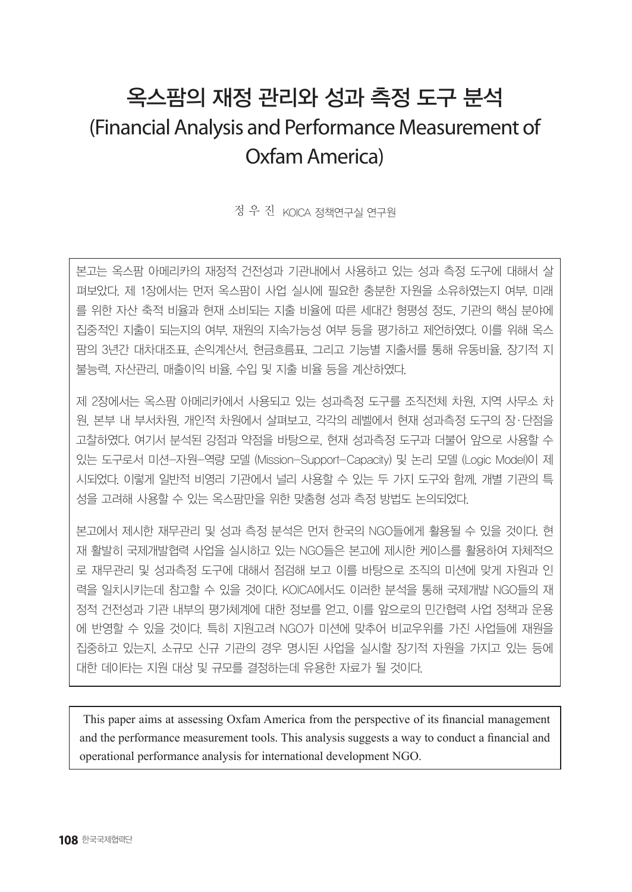# 옥스팜의 재정 관리와 성과 측정 도구 분석
# (Financial Analysis and Performance Measurement of Oxfam America)

정 우 진 KOICA 정책연구실 연구원

본고는 옥스팜 아메리카의 재정적 건전성과 기관내에서 사용하고 있는 성과 측정 도구에 대해서 살펴보았다. 제 1장에서는 먼저 옥스팜이 사업 실시에 필요한 충분한 자원을 소유하였는지 여부, 미래를 위한 자산 축적 비율과 현재 소비되는 지출 비율에 따른 세대간 형평성 정도, 기관의 핵심 분야에 집중적인 지출이 되는지의 여부, 재원의 지속가능성 여부 등을 평가하고 제언하였다. 이를 위해 옥스팜의 3년간 대차대조표, 손익계산서, 현금흐름표, 그리고 기능별 지출서를 통해 유동비율, 장기적 지불능력, 자산관리, 매출이익 비율, 수입 및 지출 비율 등을 계산하였다.

제 2장에서는 옥스팜 아메리카에서 사용되고 있는 성과측정 도구를 조직전체 차원, 지역 사무소 차원, 본부 내 부서차원, 개인적 차원에서 살펴보고, 각각의 레벨에서 현재 성과측정 도구의 장·단점을 고찰하였다. 여기서 분석된 강점과 약점을 바탕으로, 현재 성과측정 도구과 더불어 앞으로 사용할 수 있는 도구로서 미션–자원–역량 모델 (Mission–Support–Capacity) 및 논리 모델 (Logic Model)이 제시되었다. 이렇게 일반적 비영리 기관에서 널리 사용할 수 있는 두 가지 도구와 함께, 개별 기관의 특성을 고려해 사용할 수 있는 옥스팜만을 위한 맞춤형 성과 측정 방법도 논의되었다.

본고에서 제시한 재무관리 및 성과 측정 분석은 먼저 한국의 NGO들에게 활용될 수 있을 것이다. 현재 활발히 국제개발협력 사업을 실시하고 있는 NGO들은 본고에 제시한 케이스를 활용하여 자체적으로 재무관리 및 성과측정 도구에 대해서 점검해 보고 이를 바탕으로 조직의 미션에 맞게 자원과 인력을 일치시키는데 참고할 수 있을 것이다. KOICA에서도 이러한 분석을 통해 국제개발 NGO들의 재정적 건전성과 기관 내부의 평가체계에 대한 정보를 얻고, 이를 앞으로의 민간협력 사업 정책과 운용에 반영할 수 있을 것이다. 특히 지원고려 NGO가 미션에 맞추어 비교우위를 가진 사업들에 재원을 집중하고 있는지, 소규모 신규 기관의 경우 명시된 사업을 실시할 장기적 자원을 가지고 있는 등에 대한 데이타는 지원 대상 및 규모를 결정하는데 유용한 자료가 될 것이다.

This paper aims at assessing Oxfam America from the perspective of its financial management and the performance measurement tools. This analysis suggests a way to conduct a financial and operational performance analysis for international development NGO.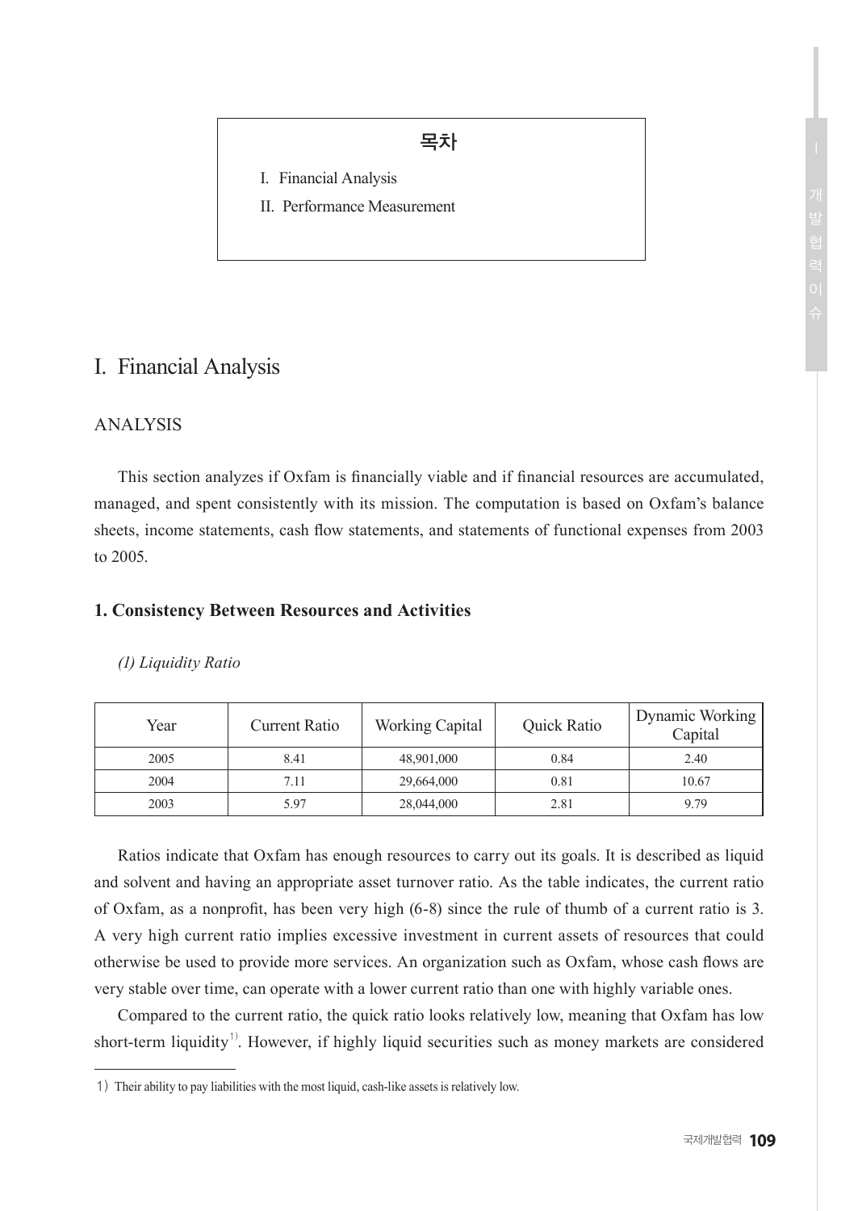**목차**

I. Financial Analysis

II. Performance Measurement

# I. Financial Analysis

## ANALYSIS

This section analyzes if Oxfam is financially viable and if financial resources are accumulated, managed, and spent consistently with its mission. The computation is based on Oxfam's balance sheets, income statements, cash flow statements, and statements of functional expenses from 2003 to 2005.

### 1. Consistency Between Resources and Activities

*(1) Liquidity Ratio*

| Year | Current Ratio | Working Capital | Quick Ratio | Dynamic Working Capital |
|---|---|---|---|---|
| 2005 | 8.41 | 48,901,000 | 0.84 | 2.40 |
| 2004 | 7.11 | 29,664,000 | 0.81 | 10.67 |
| 2003 | 5.97 | 28,044,000 | 2.81 | 9.79 |

Ratios indicate that Oxfam has enough resources to carry out its goals. It is described as liquid and solvent and having an appropriate asset turnover ratio. As the table indicates, the current ratio of Oxfam, as a nonprofit, has been very high (6-8) since the rule of thumb of a current ratio is 3. A very high current ratio implies excessive investment in current assets of resources that could otherwise be used to provide more services. An organization such as Oxfam, whose cash flows are very stable over time, can operate with a lower current ratio than one with highly variable ones.

Compared to the current ratio, the quick ratio looks relatively low, meaning that Oxfam has low short-term liquidity[1]. However, if highly liquid securities such as money markets are considered

1) Their ability to pay liabilities with the most liquid, cash-like assets is relatively low.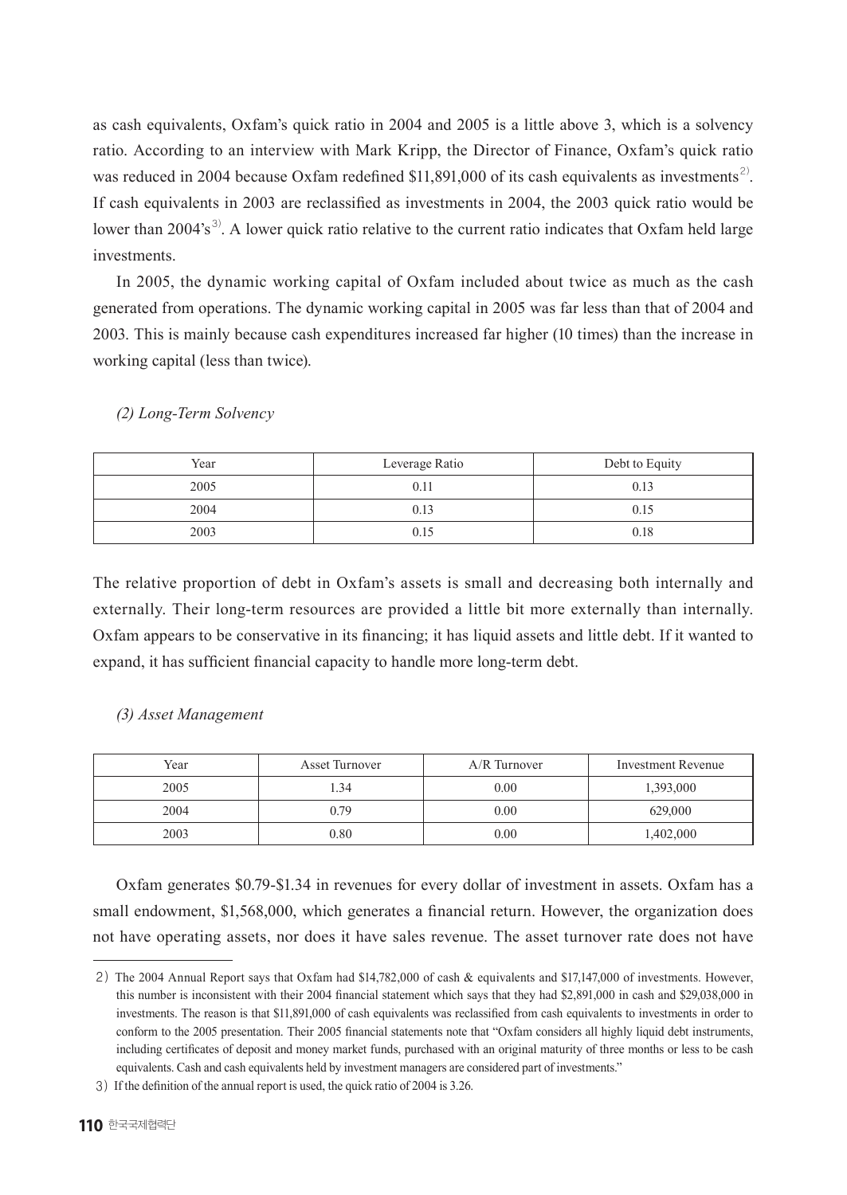as cash equivalents, Oxfam's quick ratio in 2004 and 2005 is a little above 3, which is a solvency ratio. According to an interview with Mark Kripp, the Director of Finance, Oxfam's quick ratio was reduced in 2004 because Oxfam redefined $11,891,000 of its cash equivalents as investments[2]. If cash equivalents in 2003 are reclassified as investments in 2004, the 2003 quick ratio would be lower than 2004's[3]. A lower quick ratio relative to the current ratio indicates that Oxfam held large investments.

In 2005, the dynamic working capital of Oxfam included about twice as much as the cash generated from operations. The dynamic working capital in 2005 was far less than that of 2004 and 2003. This is mainly because cash expenditures increased far higher (10 times) than the increase in working capital (less than twice).

*(2) Long-Term Solvency*

| Year | Leverage Ratio | Debt to Equity |
|---|---|---|
| 2005 | 0.11 | 0.13 |
| 2004 | 0.13 | 0.15 |
| 2003 | 0.15 | 0.18 |

The relative proportion of debt in Oxfam's assets is small and decreasing both internally and externally. Their long-term resources are provided a little bit more externally than internally. Oxfam appears to be conservative in its financing; it has liquid assets and little debt. If it wanted to expand, it has sufficient financial capacity to handle more long-term debt.

*(3) Asset Management*

| Year | Asset Turnover | A/R Turnover | Investment Revenue |
|---|---|---|---|
| 2005 | 1.34 | 0.00 | 1,393,000 |
| 2004 | 0.79 | 0.00 | 629,000 |
| 2003 | 0.80 | 0.00 | 1,402,000 |

Oxfam generates $0.79-$1.34 in revenues for every dollar of investment in assets. Oxfam has a small endowment, $1,568,000, which generates a financial return. However, the organization does not have operating assets, nor does it have sales revenue. The asset turnover rate does not have

---

2) The 2004 Annual Report says that Oxfam had $14,782,000 of cash & equivalents and $17,147,000 of investments. However, this number is inconsistent with their 2004 financial statement which says that they had $2,891,000 in cash and $29,038,000 in investments. The reason is that $11,891,000 of cash equivalents was reclassified from cash equivalents to investments in order to conform to the 2005 presentation. Their 2005 financial statements note that "Oxfam considers all highly liquid debt instruments, including certificates of deposit and money market funds, purchased with an original maturity of three months or less to be cash equivalents. Cash and cash equivalents held by investment managers are considered part of investments."

3) If the definition of the annual report is used, the quick ratio of 2004 is 3.26.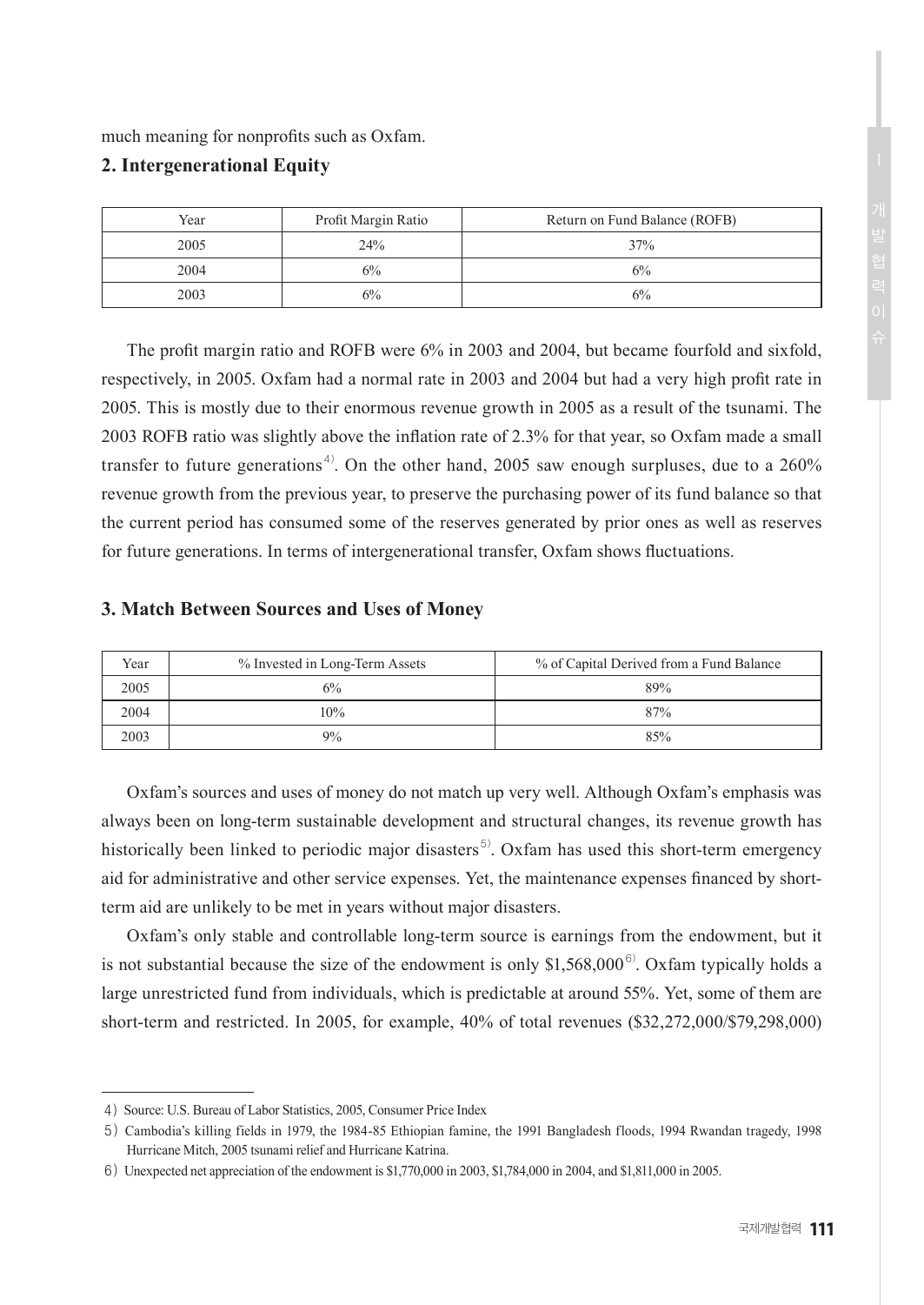much meaning for nonprofits such as Oxfam.

## 2. Intergenerational Equity

| Year | Profit Margin Ratio | Return on Fund Balance (ROFB) |
|---|---|---|
| 2005 | 24% | 37% |
| 2004 | 6% | 6% |
| 2003 | 6% | 6% |

The profit margin ratio and ROFB were 6% in 2003 and 2004, but became fourfold and sixfold, respectively, in 2005. Oxfam had a normal rate in 2003 and 2004 but had a very high profit rate in 2005. This is mostly due to their enormous revenue growth in 2005 as a result of the tsunami. The 2003 ROFB ratio was slightly above the inflation rate of 2.3% for that year, so Oxfam made a small transfer to future generations[4]. On the other hand, 2005 saw enough surpluses, due to a 260% revenue growth from the previous year, to preserve the purchasing power of its fund balance so that the current period has consumed some of the reserves generated by prior ones as well as reserves for future generations. In terms of intergenerational transfer, Oxfam shows fluctuations.

## 3. Match Between Sources and Uses of Money

| Year | % Invested in Long-Term Assets | % of Capital Derived from a Fund Balance |
|---|---|---|
| 2005 | 6% | 89% |
| 2004 | 10% | 87% |
| 2003 | 9% | 85% |

Oxfam's sources and uses of money do not match up very well. Although Oxfam's emphasis was always been on long-term sustainable development and structural changes, its revenue growth has historically been linked to periodic major disasters[5]. Oxfam has used this short-term emergency aid for administrative and other service expenses. Yet, the maintenance expenses financed by short-term aid are unlikely to be met in years without major disasters.

Oxfam's only stable and controllable long-term source is earnings from the endowment, but it is not substantial because the size of the endowment is only $1,568,000[6]. Oxfam typically holds a large unrestricted fund from individuals, which is predictable at around 55%. Yet, some of them are short-term and restricted. In 2005, for example, 40% of total revenues ($32,272,000/$79,298,000)

---

4) Source: U.S. Bureau of Labor Statistics, 2005, Consumer Price Index

5) Cambodia's killing fields in 1979, the 1984-85 Ethiopian famine, the 1991 Bangladesh floods, 1994 Rwandan tragedy, 1998 Hurricane Mitch, 2005 tsunami relief and Hurricane Katrina.

6) Unexpected net appreciation of the endowment is $1,770,000 in 2003, $1,784,000 in 2004, and $1,811,000 in 2005.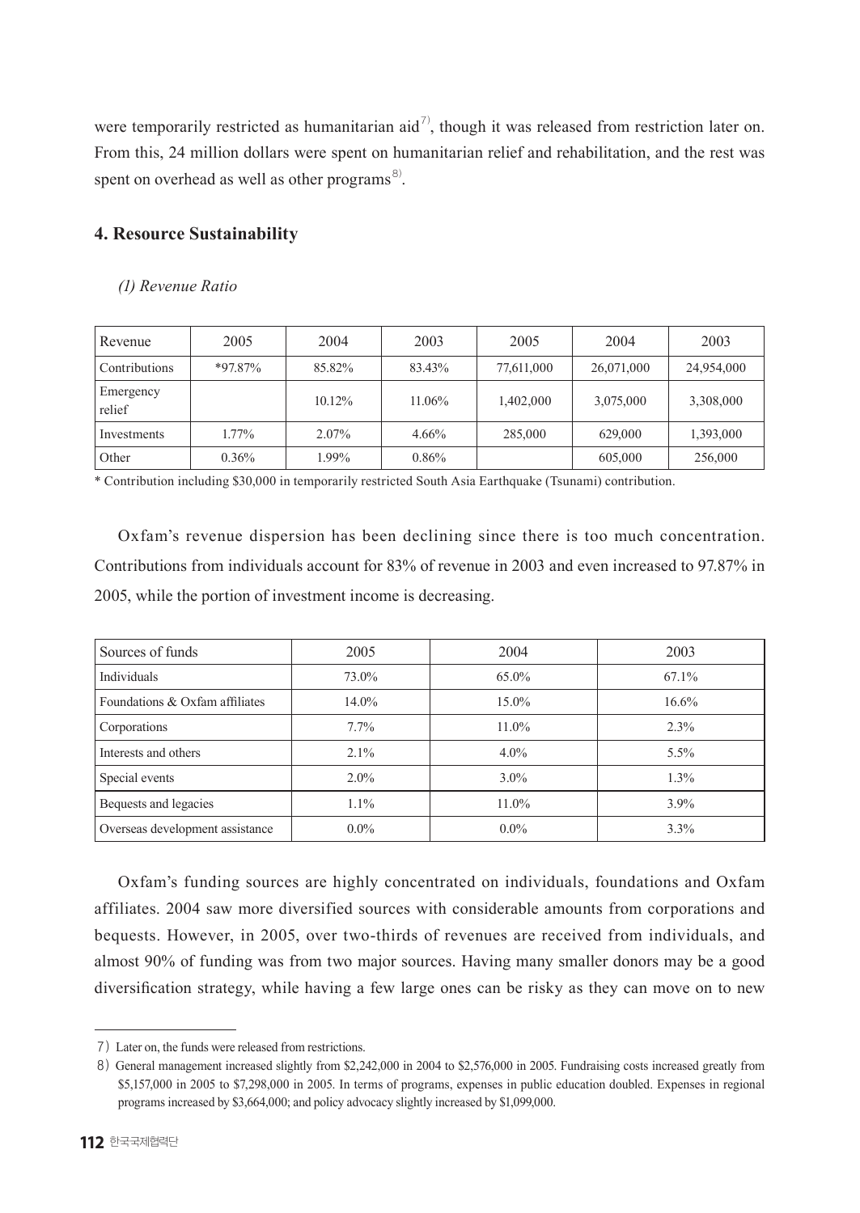were temporarily restricted as humanitarian aid[7], though it was released from restriction later on. From this, 24 million dollars were spent on humanitarian relief and rehabilitation, and the rest was spent on overhead as well as other programs[8].

## 4. Resource Sustainability

*(1) Revenue Ratio*

| Revenue | 2005 | 2004 | 2003 | 2005 | 2004 | 2003 |
|---|---|---|---|---|---|---|
| Contributions | *97.87% | 85.82% | 83.43% | 77,611,000 | 26,071,000 | 24,954,000 |
| Emergency relief | | 10.12% | 11.06% | 1,402,000 | 3,075,000 | 3,308,000 |
| Investments | 1.77% | 2.07% | 4.66% | 285,000 | 629,000 | 1,393,000 |
| Other | 0.36% | 1.99% | 0.86% | | 605,000 | 256,000 |

* Contribution including $30,000 in temporarily restricted South Asia Earthquake (Tsunami) contribution.

Oxfam's revenue dispersion has been declining since there is too much concentration. Contributions from individuals account for 83% of revenue in 2003 and even increased to 97.87% in 2005, while the portion of investment income is decreasing.

| Sources of funds | 2005 | 2004 | 2003 |
|---|---|---|---|
| Individuals | 73.0% | 65.0% | 67.1% |
| Foundations & Oxfam affiliates | 14.0% | 15.0% | 16.6% |
| Corporations | 7.7% | 11.0% | 2.3% |
| Interests and others | 2.1% | 4.0% | 5.5% |
| Special events | 2.0% | 3.0% | 1.3% |
| Bequests and legacies | 1.1% | 11.0% | 3.9% |
| Overseas development assistance | 0.0% | 0.0% | 3.3% |

Oxfam's funding sources are highly concentrated on individuals, foundations and Oxfam affiliates. 2004 saw more diversified sources with considerable amounts from corporations and bequests. However, in 2005, over two-thirds of revenues are received from individuals, and almost 90% of funding was from two major sources. Having many smaller donors may be a good diversification strategy, while having a few large ones can be risky as they can move on to new

---

7) Later on, the funds were released from restrictions.

8) General management increased slightly from $2,242,000 in 2004 to $2,576,000 in 2005. Fundraising costs increased greatly from $5,157,000 in 2005 to $7,298,000 in 2005. In terms of programs, expenses in public education doubled. Expenses in regional programs increased by $3,664,000; and policy advocacy slightly increased by $1,099,000.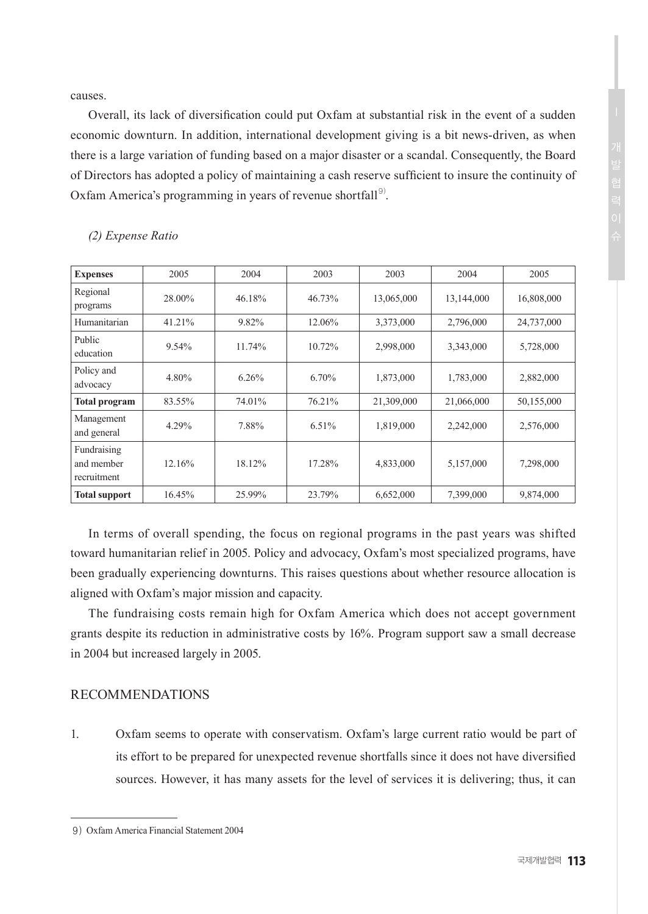causes.

Overall, its lack of diversification could put Oxfam at substantial risk in the event of a sudden economic downturn. In addition, international development giving is a bit news-driven, as when there is a large variation of funding based on a major disaster or a scandal. Consequently, the Board of Directors has adopted a policy of maintaining a cash reserve sufficient to insure the continuity of Oxfam America's programming in years of revenue shortfall[9].

*(2) Expense Ratio*

| **Expenses** | 2005 | 2004 | 2003 | 2003 | 2004 | 2005 |
|---|---|---|---|---|---|---|
| Regional programs | 28.00% | 46.18% | 46.73% | 13,065,000 | 13,144,000 | 16,808,000 |
| Humanitarian | 41.21% | 9.82% | 12.06% | 3,373,000 | 2,796,000 | 24,737,000 |
| Public education | 9.54% | 11.74% | 10.72% | 2,998,000 | 3,343,000 | 5,728,000 |
| Policy and advocacy | 4.80% | 6.26% | 6.70% | 1,873,000 | 1,783,000 | 2,882,000 |
| **Total program** | 83.55% | 74.01% | 76.21% | 21,309,000 | 21,066,000 | 50,155,000 |
| Management and general | 4.29% | 7.88% | 6.51% | 1,819,000 | 2,242,000 | 2,576,000 |
| Fundraising and member recruitment | 12.16% | 18.12% | 17.28% | 4,833,000 | 5,157,000 | 7,298,000 |
| **Total support** | 16.45% | 25.99% | 23.79% | 6,652,000 | 7,399,000 | 9,874,000 |

In terms of overall spending, the focus on regional programs in the past years was shifted toward humanitarian relief in 2005. Policy and advocacy, Oxfam's most specialized programs, have been gradually experiencing downturns. This raises questions about whether resource allocation is aligned with Oxfam's major mission and capacity.

The fundraising costs remain high for Oxfam America which does not accept government grants despite its reduction in administrative costs by 16%. Program support saw a small decrease in 2004 but increased largely in 2005.

## RECOMMENDATIONS

1. Oxfam seems to operate with conservatism. Oxfam's large current ratio would be part of its effort to be prepared for unexpected revenue shortfalls since it does not have diversified sources. However, it has many assets for the level of services it is delivering; thus, it can

---

9) Oxfam America Financial Statement 2004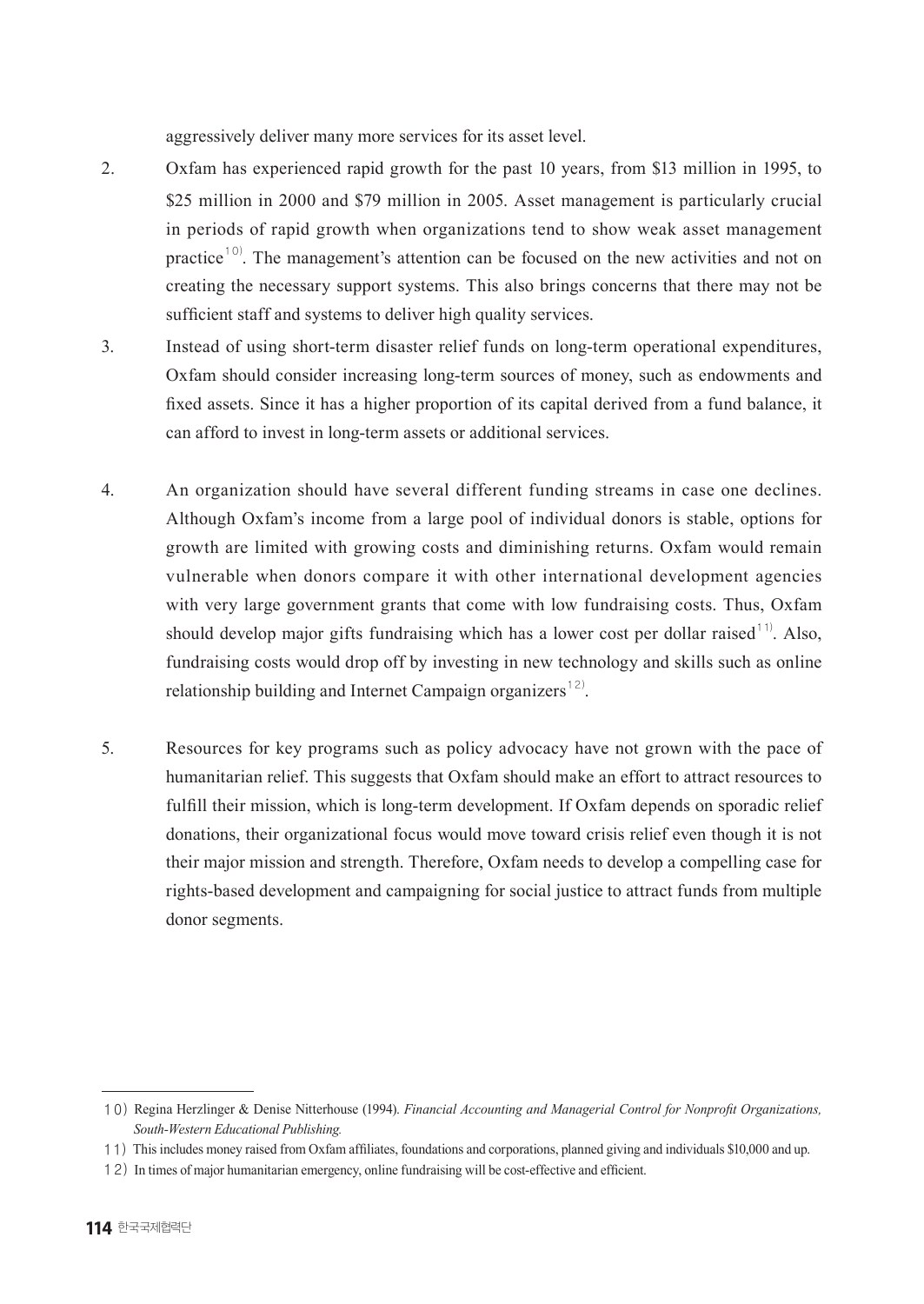aggressively deliver many more services for its asset level.

2. Oxfam has experienced rapid growth for the past 10 years, from $13 million in 1995, to $25 million in 2000 and $79 million in 2005. Asset management is particularly crucial in periods of rapid growth when organizations tend to show weak asset management practice[10]. The management's attention can be focused on the new activities and not on creating the necessary support systems. This also brings concerns that there may not be sufficient staff and systems to deliver high quality services.

3. Instead of using short-term disaster relief funds on long-term operational expenditures, Oxfam should consider increasing long-term sources of money, such as endowments and fixed assets. Since it has a higher proportion of its capital derived from a fund balance, it can afford to invest in long-term assets or additional services.

4. An organization should have several different funding streams in case one declines. Although Oxfam's income from a large pool of individual donors is stable, options for growth are limited with growing costs and diminishing returns. Oxfam would remain vulnerable when donors compare it with other international development agencies with very large government grants that come with low fundraising costs. Thus, Oxfam should develop major gifts fundraising which has a lower cost per dollar raised[11]. Also, fundraising costs would drop off by investing in new technology and skills such as online relationship building and Internet Campaign organizers[12].

5. Resources for key programs such as policy advocacy have not grown with the pace of humanitarian relief. This suggests that Oxfam should make an effort to attract resources to fulfill their mission, which is long-term development. If Oxfam depends on sporadic relief donations, their organizational focus would move toward crisis relief even though it is not their major mission and strength. Therefore, Oxfam needs to develop a compelling case for rights-based development and campaigning for social justice to attract funds from multiple donor segments.

---

10) Regina Herzlinger & Denise Nitterhouse (1994). *Financial Accounting and Managerial Control for Nonprofit Organizations, South-Western Educational Publishing.*

11) This includes money raised from Oxfam affiliates, foundations and corporations, planned giving and individuals $10,000 and up.

12) In times of major humanitarian emergency, online fundraising will be cost-effective and efficient.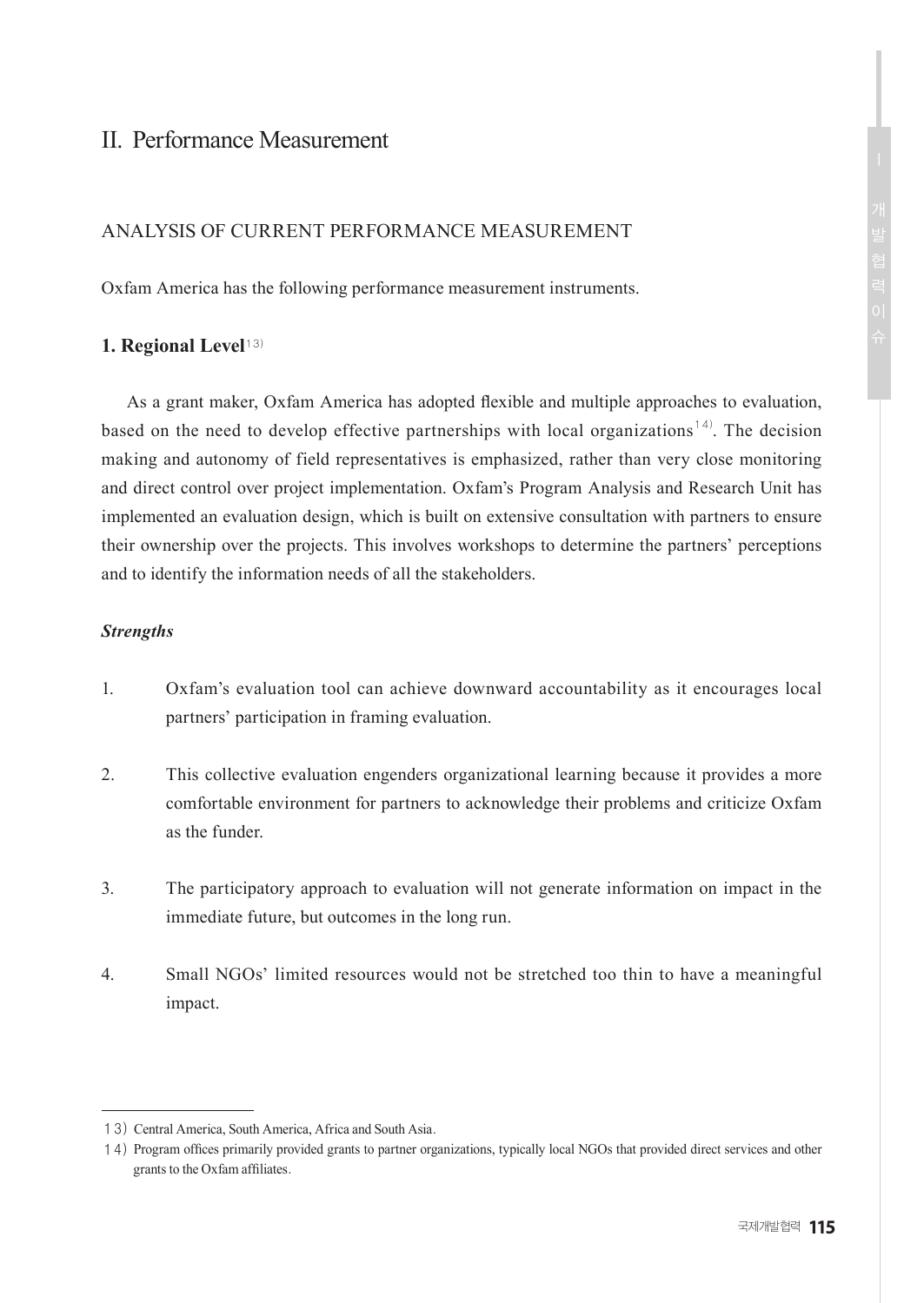## II. Performance Measurement

### ANALYSIS OF CURRENT PERFORMANCE MEASUREMENT

Oxfam America has the following performance measurement instruments.

#### 1. Regional Level[13)]

As a grant maker, Oxfam America has adopted flexible and multiple approaches to evaluation, based on the need to develop effective partnerships with local organizations[14)]. The decision making and autonomy of field representatives is emphasized, rather than very close monitoring and direct control over project implementation. Oxfam's Program Analysis and Research Unit has implemented an evaluation design, which is built on extensive consultation with partners to ensure their ownership over the projects. This involves workshops to determine the partners' perceptions and to identify the information needs of all the stakeholders.

***Strengths***

1. Oxfam's evaluation tool can achieve downward accountability as it encourages local partners' participation in framing evaluation.

2. This collective evaluation engenders organizational learning because it provides a more comfortable environment for partners to acknowledge their problems and criticize Oxfam as the funder.

3. The participatory approach to evaluation will not generate information on impact in the immediate future, but outcomes in the long run.

4. Small NGOs' limited resources would not be stretched too thin to have a meaningful impact.

---

13) Central America, South America, Africa and South Asia.

14) Program offices primarily provided grants to partner organizations, typically local NGOs that provided direct services and other grants to the Oxfam affiliates.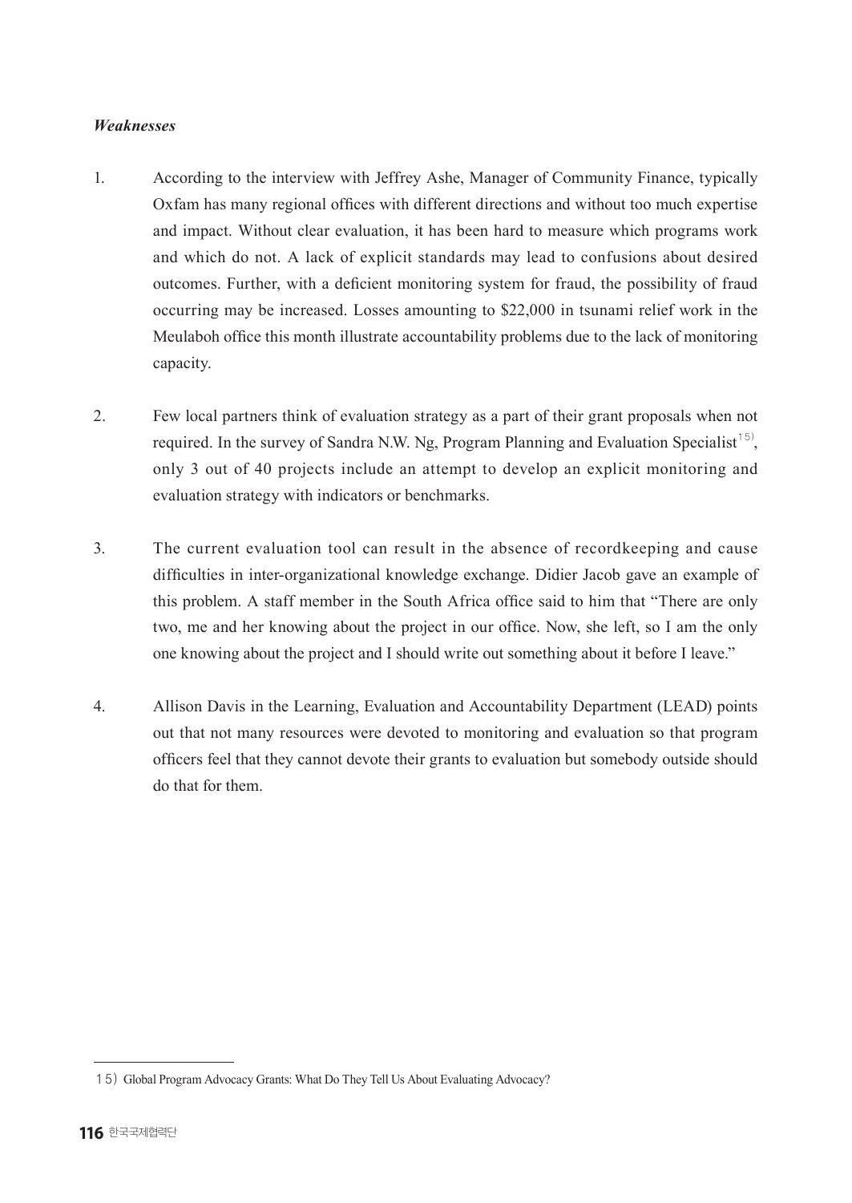***Weaknesses***

1. According to the interview with Jeffrey Ashe, Manager of Community Finance, typically Oxfam has many regional offices with different directions and without too much expertise and impact. Without clear evaluation, it has been hard to measure which programs work and which do not. A lack of explicit standards may lead to confusions about desired outcomes. Further, with a deficient monitoring system for fraud, the possibility of fraud occurring may be increased. Losses amounting to $22,000 in tsunami relief work in the Meulaboh office this month illustrate accountability problems due to the lack of monitoring capacity.

2. Few local partners think of evaluation strategy as a part of their grant proposals when not required. In the survey of Sandra N.W. Ng, Program Planning and Evaluation Specialist[15], only 3 out of 40 projects include an attempt to develop an explicit monitoring and evaluation strategy with indicators or benchmarks.

3. The current evaluation tool can result in the absence of recordkeeping and cause difficulties in inter-organizational knowledge exchange. Didier Jacob gave an example of this problem. A staff member in the South Africa office said to him that "There are only two, me and her knowing about the project in our office. Now, she left, so I am the only one knowing about the project and I should write out something about it before I leave."

4. Allison Davis in the Learning, Evaluation and Accountability Department (LEAD) points out that not many resources were devoted to monitoring and evaluation so that program officers feel that they cannot devote their grants to evaluation but somebody outside should do that for them.

---

15) Global Program Advocacy Grants: What Do They Tell Us About Evaluating Advocacy?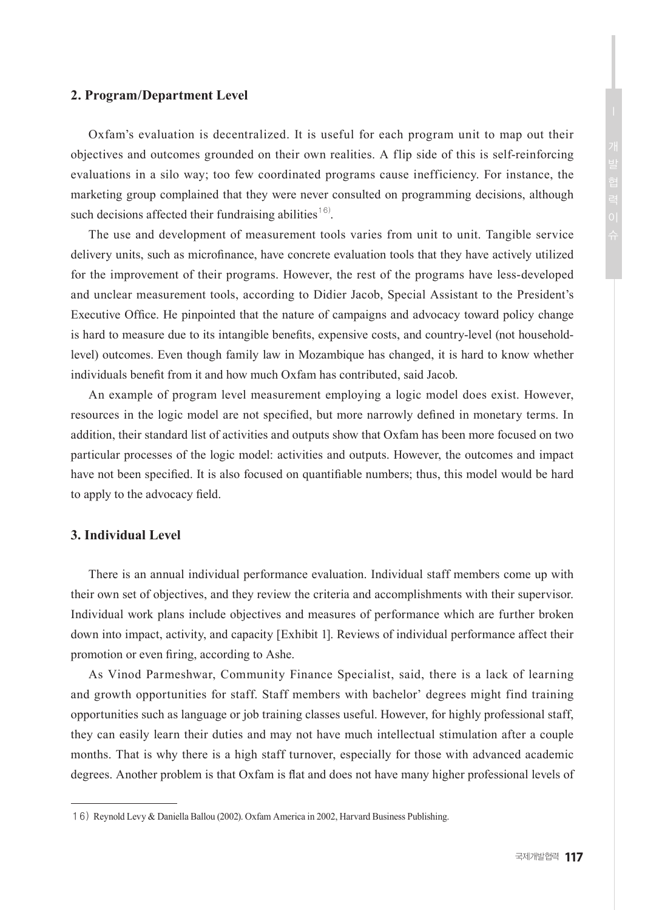## 2. Program/Department Level

Oxfam's evaluation is decentralized. It is useful for each program unit to map out their objectives and outcomes grounded on their own realities. A flip side of this is self-reinforcing evaluations in a silo way; too few coordinated programs cause inefficiency. For instance, the marketing group complained that they were never consulted on programming decisions, although such decisions affected their fundraising abilities[16].

The use and development of measurement tools varies from unit to unit. Tangible service delivery units, such as microfinance, have concrete evaluation tools that they have actively utilized for the improvement of their programs. However, the rest of the programs have less-developed and unclear measurement tools, according to Didier Jacob, Special Assistant to the President's Executive Office. He pinpointed that the nature of campaigns and advocacy toward policy change is hard to measure due to its intangible benefits, expensive costs, and country-level (not household-level) outcomes. Even though family law in Mozambique has changed, it is hard to know whether individuals benefit from it and how much Oxfam has contributed, said Jacob.

An example of program level measurement employing a logic model does exist. However, resources in the logic model are not specified, but more narrowly defined in monetary terms. In addition, their standard list of activities and outputs show that Oxfam has been more focused on two particular processes of the logic model: activities and outputs. However, the outcomes and impact have not been specified. It is also focused on quantifiable numbers; thus, this model would be hard to apply to the advocacy field.

## 3. Individual Level

There is an annual individual performance evaluation. Individual staff members come up with their own set of objectives, and they review the criteria and accomplishments with their supervisor. Individual work plans include objectives and measures of performance which are further broken down into impact, activity, and capacity [Exhibit 1]. Reviews of individual performance affect their promotion or even firing, according to Ashe.

As Vinod Parmeshwar, Community Finance Specialist, said, there is a lack of learning and growth opportunities for staff. Staff members with bachelor' degrees might find training opportunities such as language or job training classes useful. However, for highly professional staff, they can easily learn their duties and may not have much intellectual stimulation after a couple months. That is why there is a high staff turnover, especially for those with advanced academic degrees. Another problem is that Oxfam is flat and does not have many higher professional levels of

---

16) Reynold Levy & Daniella Ballou (2002). Oxfam America in 2002, Harvard Business Publishing.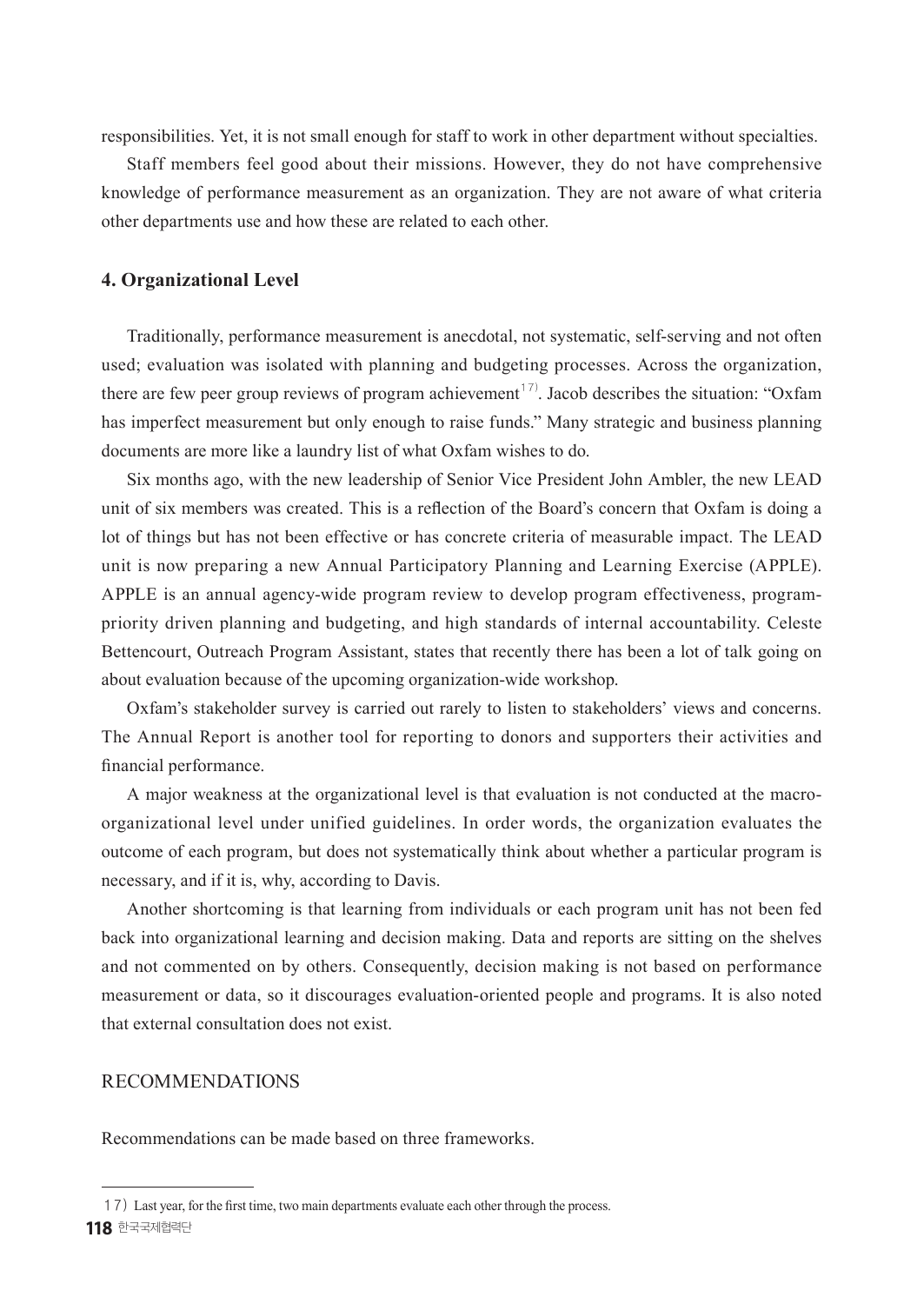responsibilities. Yet, it is not small enough for staff to work in other department without specialties.

Staff members feel good about their missions. However, they do not have comprehensive knowledge of performance measurement as an organization. They are not aware of what criteria other departments use and how these are related to each other.

### 4. Organizational Level

Traditionally, performance measurement is anecdotal, not systematic, self-serving and not often used; evaluation was isolated with planning and budgeting processes. Across the organization, there are few peer group reviews of program achievement[17]. Jacob describes the situation: "Oxfam has imperfect measurement but only enough to raise funds." Many strategic and business planning documents are more like a laundry list of what Oxfam wishes to do.

Six months ago, with the new leadership of Senior Vice President John Ambler, the new LEAD unit of six members was created. This is a reflection of the Board's concern that Oxfam is doing a lot of things but has not been effective or has concrete criteria of measurable impact. The LEAD unit is now preparing a new Annual Participatory Planning and Learning Exercise (APPLE). APPLE is an annual agency-wide program review to develop program effectiveness, program-priority driven planning and budgeting, and high standards of internal accountability. Celeste Bettencourt, Outreach Program Assistant, states that recently there has been a lot of talk going on about evaluation because of the upcoming organization-wide workshop.

Oxfam's stakeholder survey is carried out rarely to listen to stakeholders' views and concerns. The Annual Report is another tool for reporting to donors and supporters their activities and financial performance.

A major weakness at the organizational level is that evaluation is not conducted at the macro-organizational level under unified guidelines. In order words, the organization evaluates the outcome of each program, but does not systematically think about whether a particular program is necessary, and if it is, why, according to Davis.

Another shortcoming is that learning from individuals or each program unit has not been fed back into organizational learning and decision making. Data and reports are sitting on the shelves and not commented on by others. Consequently, decision making is not based on performance measurement or data, so it discourages evaluation-oriented people and programs. It is also noted that external consultation does not exist.

## RECOMMENDATIONS

Recommendations can be made based on three frameworks.

---

17) Last year, for the first time, two main departments evaluate each other through the process.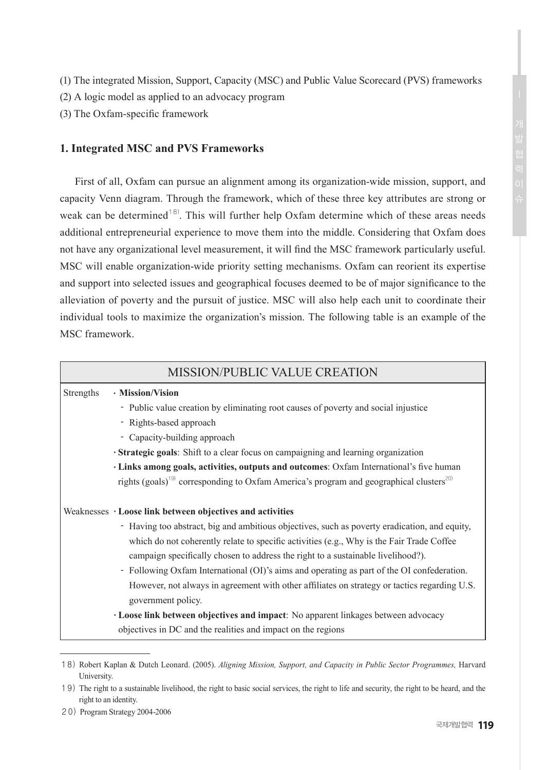(1) The integrated Mission, Support, Capacity (MSC) and Public Value Scorecard (PVS) frameworks

(2) A logic model as applied to an advocacy program

(3) The Oxfam-specific framework

### 1. Integrated MSC and PVS Frameworks

First of all, Oxfam can pursue an alignment among its organization-wide mission, support, and capacity Venn diagram. Through the framework, which of these three key attributes are strong or weak can be determined[18]. This will further help Oxfam determine which of these areas needs additional entrepreneurial experience to move them into the middle. Considering that Oxfam does not have any organizational level measurement, it will find the MSC framework particularly useful. MSC will enable organization-wide priority setting mechanisms. Oxfam can reorient its expertise and support into selected issues and geographical focuses deemed to be of major significance to the alleviation of poverty and the pursuit of justice. MSC will also help each unit to coordinate their individual tools to maximize the organization's mission. The following table is an example of the MSC framework.

| MISSION/PUBLIC VALUE CREATION | |
|---|---|
| Strengths | · **Mission/Vision**<br>- Public value creation by eliminating root causes of poverty and social injustice<br>- Rights-based approach<br>- Capacity-building approach<br>· **Strategic goals**: Shift to a clear focus on campaigning and learning organization<br>· **Links among goals, activities, outputs and outcomes**: Oxfam International's five human rights (goals)[19] corresponding to Oxfam America's program and geographical clusters[20] |
| Weaknesses | · **Loose link between objectives and activities**<br>- Having too abstract, big and ambitious objectives, such as poverty eradication, and equity, which do not coherently relate to specific activities (e.g., Why is the Fair Trade Coffee campaign specifically chosen to address the right to a sustainable livelihood?).<br>- Following Oxfam International (OI)'s aims and operating as part of the OI confederation. However, not always in agreement with other affiliates on strategy or tactics regarding U.S. government policy.<br>· **Loose link between objectives and impact**: No apparent linkages between advocacy objectives in DC and the realities and impact on the regions |

---

18) Robert Kaplan & Dutch Leonard. (2005). *Aligning Mission, Support, and Capacity in Public Sector Programmes,* Harvard University.

19) The right to a sustainable livelihood, the right to basic social services, the right to life and security, the right to be heard, and the right to an identity.

20) Program Strategy 2004-2006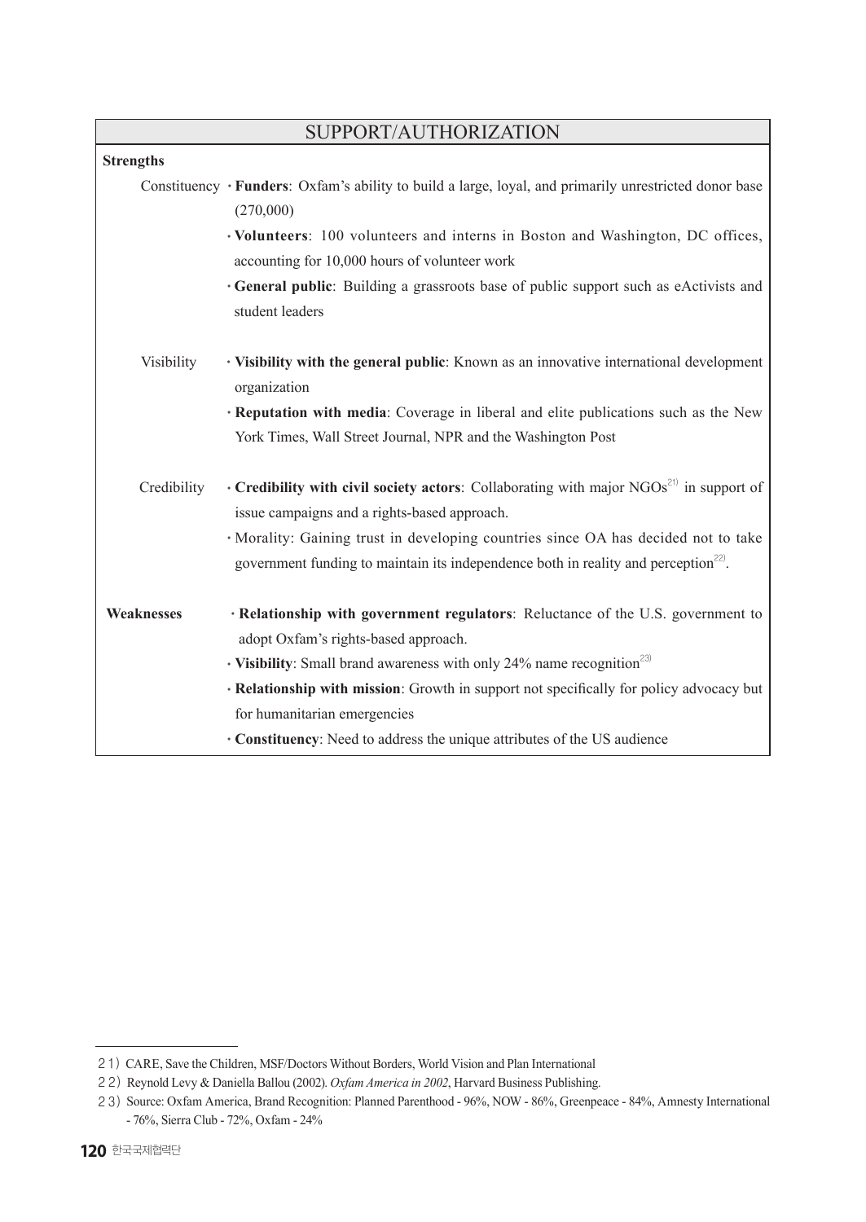| SUPPORT/AUTHORIZATION | | |
|---|---|---|
| **Strengths** | | |
| | Constituency | · **Funders**: Oxfam's ability to build a large, loyal, and primarily unrestricted donor base (270,000)<br>· **Volunteers**: 100 volunteers and interns in Boston and Washington, DC offices, accounting for 10,000 hours of volunteer work<br>· **General public**: Building a grassroots base of public support such as eActivists and student leaders |
| | Visibility | · **Visibility with the general public**: Known as an innovative international development organization<br>· **Reputation with media**: Coverage in liberal and elite publications such as the New York Times, Wall Street Journal, NPR and the Washington Post |
| | Credibility | · **Credibility with civil society actors**: Collaborating with major NGOs[21] in support of issue campaigns and a rights-based approach.<br>· Morality: Gaining trust in developing countries since OA has decided not to take government funding to maintain its independence both in reality and perception[22]. |
| **Weaknesses** | | · **Relationship with government regulators**: Reluctance of the U.S. government to adopt Oxfam's rights-based approach.<br>· **Visibility**: Small brand awareness with only 24% name recognition[23]<br>· **Relationship with mission**: Growth in support not specifically for policy advocacy but for humanitarian emergencies<br>· **Constituency**: Need to address the unique attributes of the US audience |

21) CARE, Save the Children, MSF/Doctors Without Borders, World Vision and Plan International

22) Reynold Levy & Daniella Ballou (2002). *Oxfam America in 2002*, Harvard Business Publishing.

23) Source: Oxfam America, Brand Recognition: Planned Parenthood - 96%, NOW - 86%, Greenpeace - 84%, Amnesty International - 76%, Sierra Club - 72%, Oxfam - 24%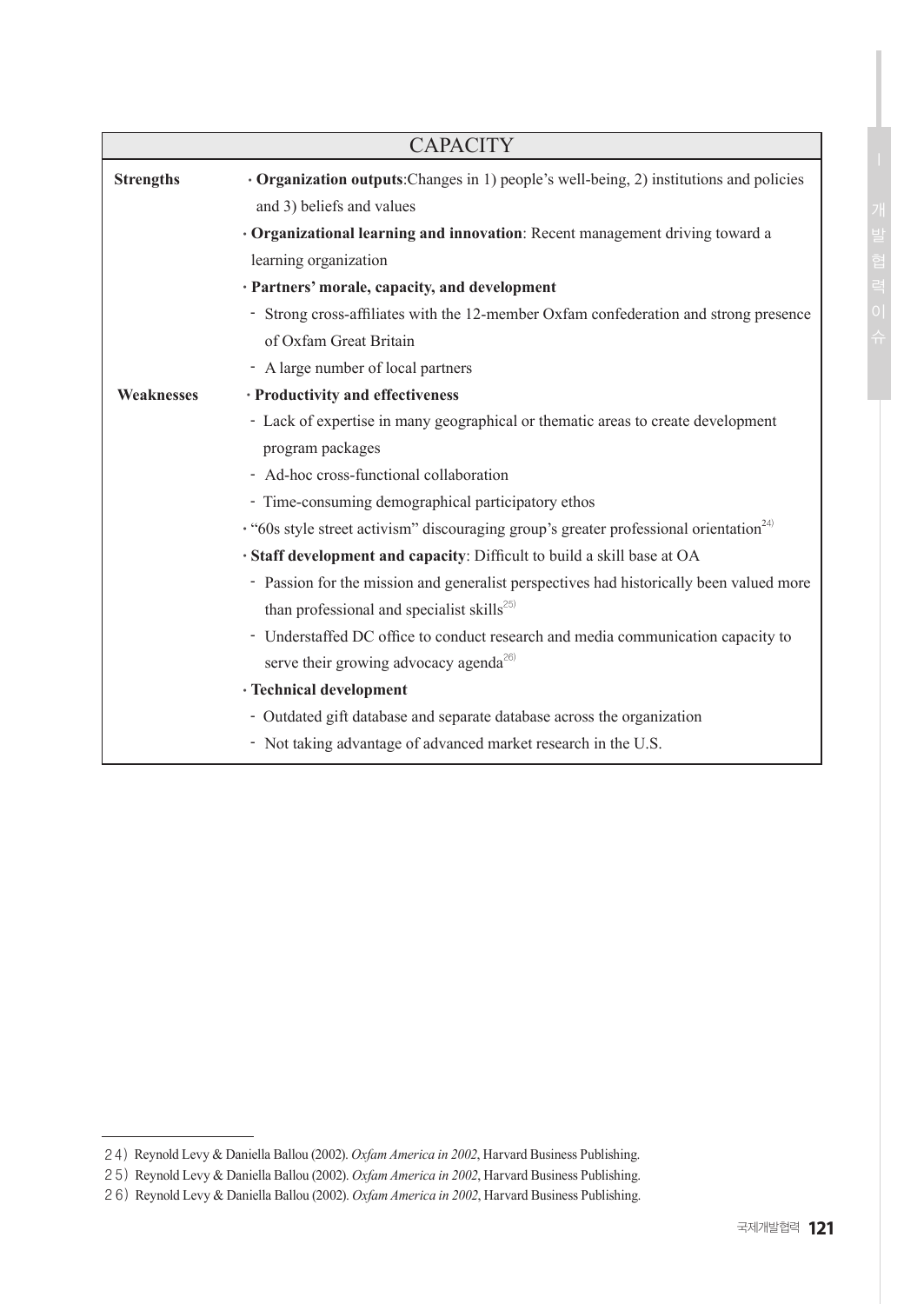| CAPACITY | |
|---|---|
| **Strengths** | · **Organization outputs**:Changes in 1) people's well-being, 2) institutions and policies and 3) beliefs and values<br>· **Organizational learning and innovation**: Recent management driving toward a learning organization<br>· **Partners' morale, capacity, and development**<br>- Strong cross-affiliates with the 12-member Oxfam confederation and strong presence of Oxfam Great Britain<br>- A large number of local partners |
| **Weaknesses** | · **Productivity and effectiveness**<br>- Lack of expertise in many geographical or thematic areas to create development program packages<br>- Ad-hoc cross-functional collaboration<br>- Time-consuming demographical participatory ethos<br>· "60s style street activism" discouraging group's greater professional orientation[24]<br>· **Staff development and capacity**: Difficult to build a skill base at OA<br>- Passion for the mission and generalist perspectives had historically been valued more than professional and specialist skills[25]<br>- Understaffed DC office to conduct research and media communication capacity to serve their growing advocacy agenda[26]<br>· **Technical development**<br>- Outdated gift database and separate database across the organization<br>- Not taking advantage of advanced market research in the U.S. |

24) Reynold Levy & Daniella Ballou (2002). *Oxfam America in 2002*, Harvard Business Publishing.

25) Reynold Levy & Daniella Ballou (2002). *Oxfam America in 2002*, Harvard Business Publishing.

26) Reynold Levy & Daniella Ballou (2002). *Oxfam America in 2002*, Harvard Business Publishing.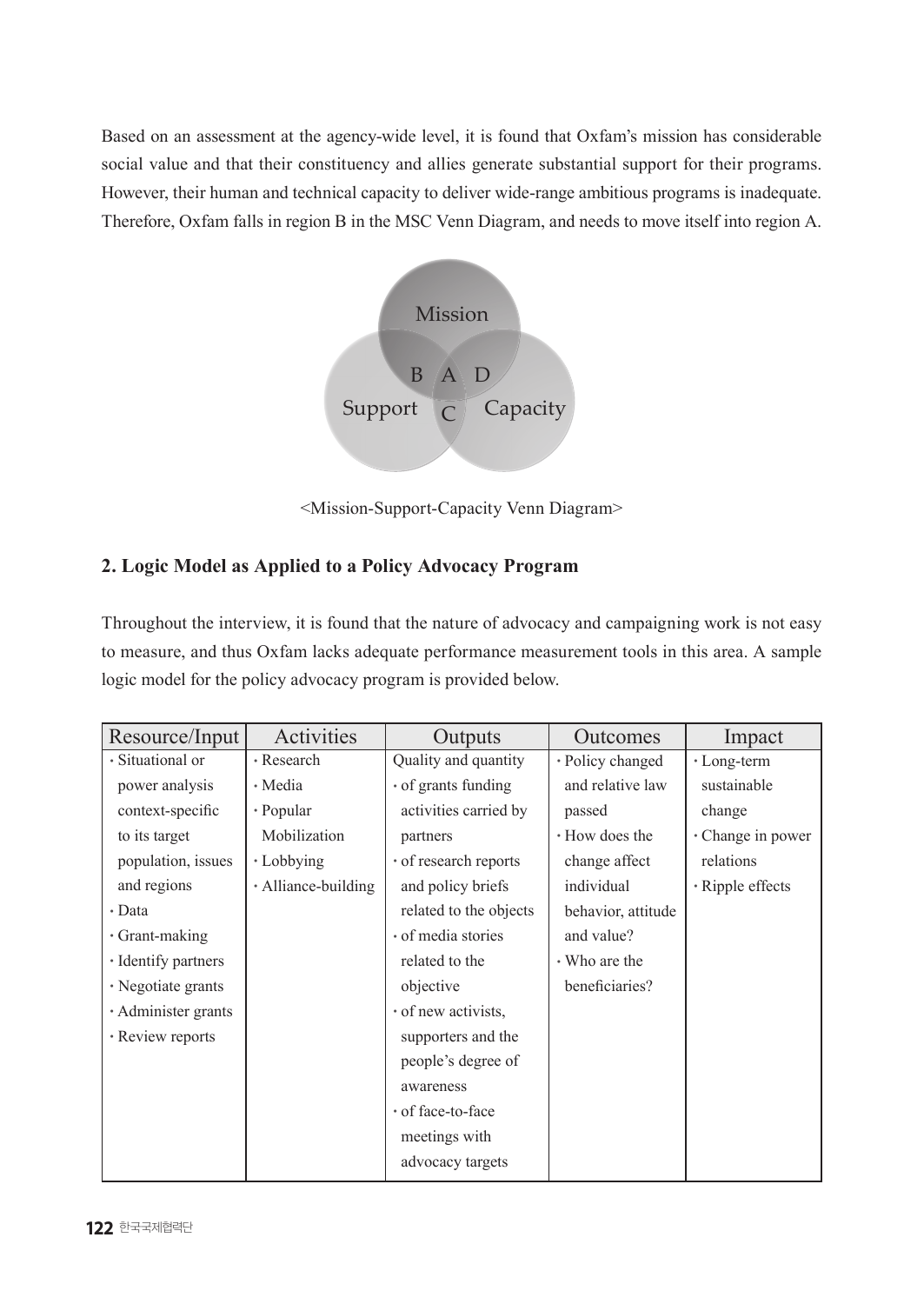Based on an assessment at the agency-wide level, it is found that Oxfam's mission has considerable social value and that their constituency and allies generate substantial support for their programs. However, their human and technical capacity to deliver wide-range ambitious programs is inadequate. Therefore, Oxfam falls in region B in the MSC Venn Diagram, and needs to move itself into region A.

<Mission-Support-Capacity Venn Diagram>

## 2. Logic Model as Applied to a Policy Advocacy Program

Throughout the interview, it is found that the nature of advocacy and campaigning work is not easy to measure, and thus Oxfam lacks adequate performance measurement tools in this area. A sample logic model for the policy advocacy program is provided below.

| Resource/Input | Activities | Outputs | Outcomes | Impact |
|---|---|---|---|---|
| · Situational or power analysis context-specific to its target population, issues and regions<br>· Data<br>· Grant-making<br>· Identify partners<br>· Negotiate grants<br>· Administer grants<br>· Review reports | · Research<br>· Media<br>· Popular Mobilization<br>· Lobbying<br>· Alliance-building | Quality and quantity<br>· of grants funding activities carried by partners<br>· of research reports and policy briefs related to the objects<br>· of media stories related to the objective<br>· of new activists, supporters and the people's degree of awareness<br>· of face-to-face meetings with advocacy targets | · Policy changed and relative law passed<br>· How does the change affect individual behavior, attitude and value?<br>· Who are the beneficiaries? | · Long-term sustainable change<br>· Change in power relations<br>· Ripple effects |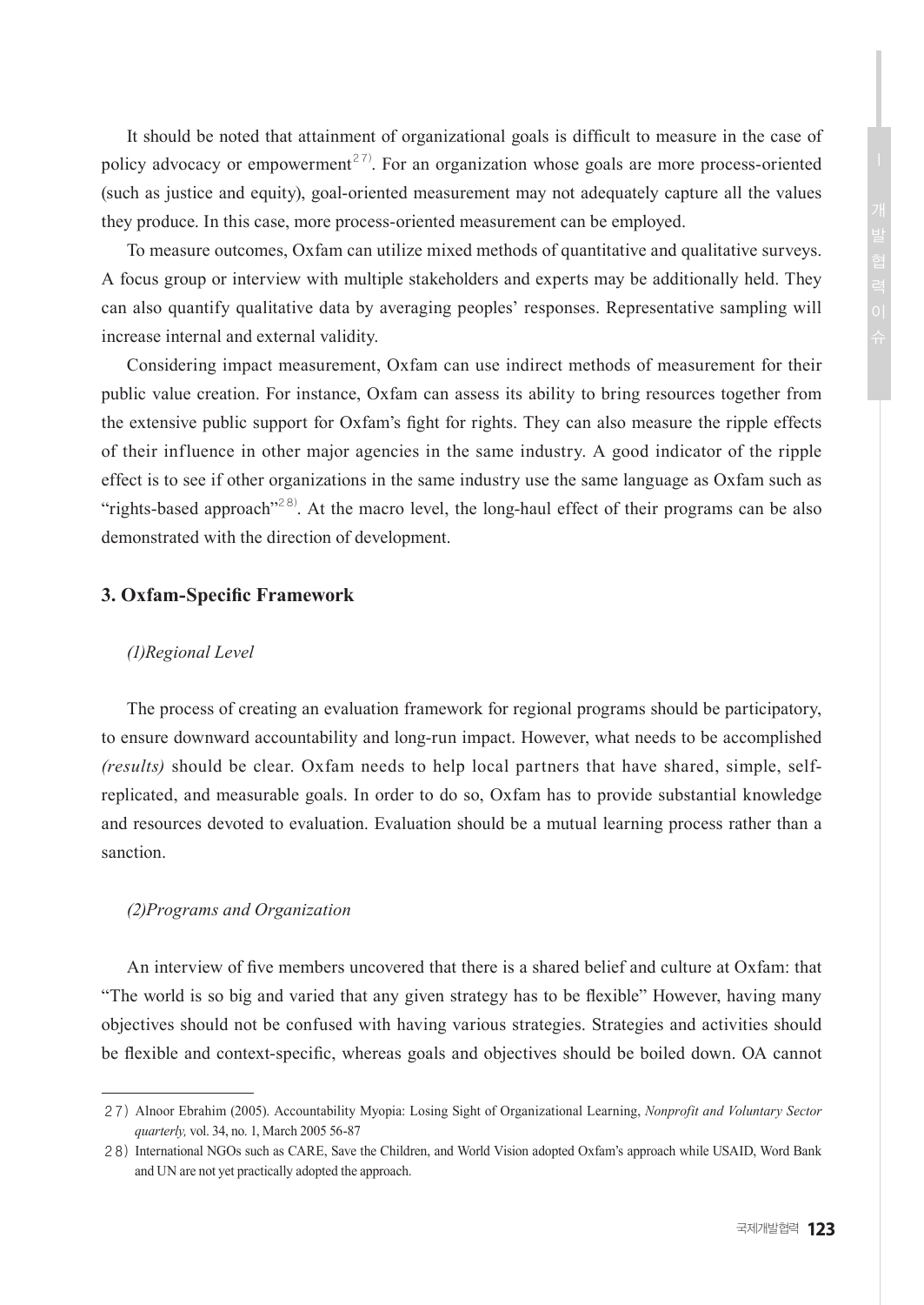It should be noted that attainment of organizational goals is difficult to measure in the case of policy advocacy or empowerment[27]. For an organization whose goals are more process-oriented (such as justice and equity), goal-oriented measurement may not adequately capture all the values they produce. In this case, more process-oriented measurement can be employed.

To measure outcomes, Oxfam can utilize mixed methods of quantitative and qualitative surveys. A focus group or interview with multiple stakeholders and experts may be additionally held. They can also quantify qualitative data by averaging peoples' responses. Representative sampling will increase internal and external validity.

Considering impact measurement, Oxfam can use indirect methods of measurement for their public value creation. For instance, Oxfam can assess its ability to bring resources together from the extensive public support for Oxfam's fight for rights. They can also measure the ripple effects of their influence in other major agencies in the same industry. A good indicator of the ripple effect is to see if other organizations in the same industry use the same language as Oxfam such as "rights-based approach"[28]. At the macro level, the long-haul effect of their programs can be also demonstrated with the direction of development.

### 3. Oxfam-Specific Framework

*(1)Regional Level*

The process of creating an evaluation framework for regional programs should be participatory, to ensure downward accountability and long-run impact. However, what needs to be accomplished *(results)* should be clear. Oxfam needs to help local partners that have shared, simple, self-replicated, and measurable goals. In order to do so, Oxfam has to provide substantial knowledge and resources devoted to evaluation. Evaluation should be a mutual learning process rather than a sanction.

*(2)Programs and Organization*

An interview of five members uncovered that there is a shared belief and culture at Oxfam: that "The world is so big and varied that any given strategy has to be flexible" However, having many objectives should not be confused with having various strategies. Strategies and activities should be flexible and context-specific, whereas goals and objectives should be boiled down. OA cannot

---

27) Alnoor Ebrahim (2005). Accountability Myopia: Losing Sight of Organizational Learning, *Nonprofit and Voluntary Sector quarterly,* vol. 34, no. 1, March 2005 56-87

28) International NGOs such as CARE, Save the Children, and World Vision adopted Oxfam's approach while USAID, Word Bank and UN are not yet practically adopted the approach.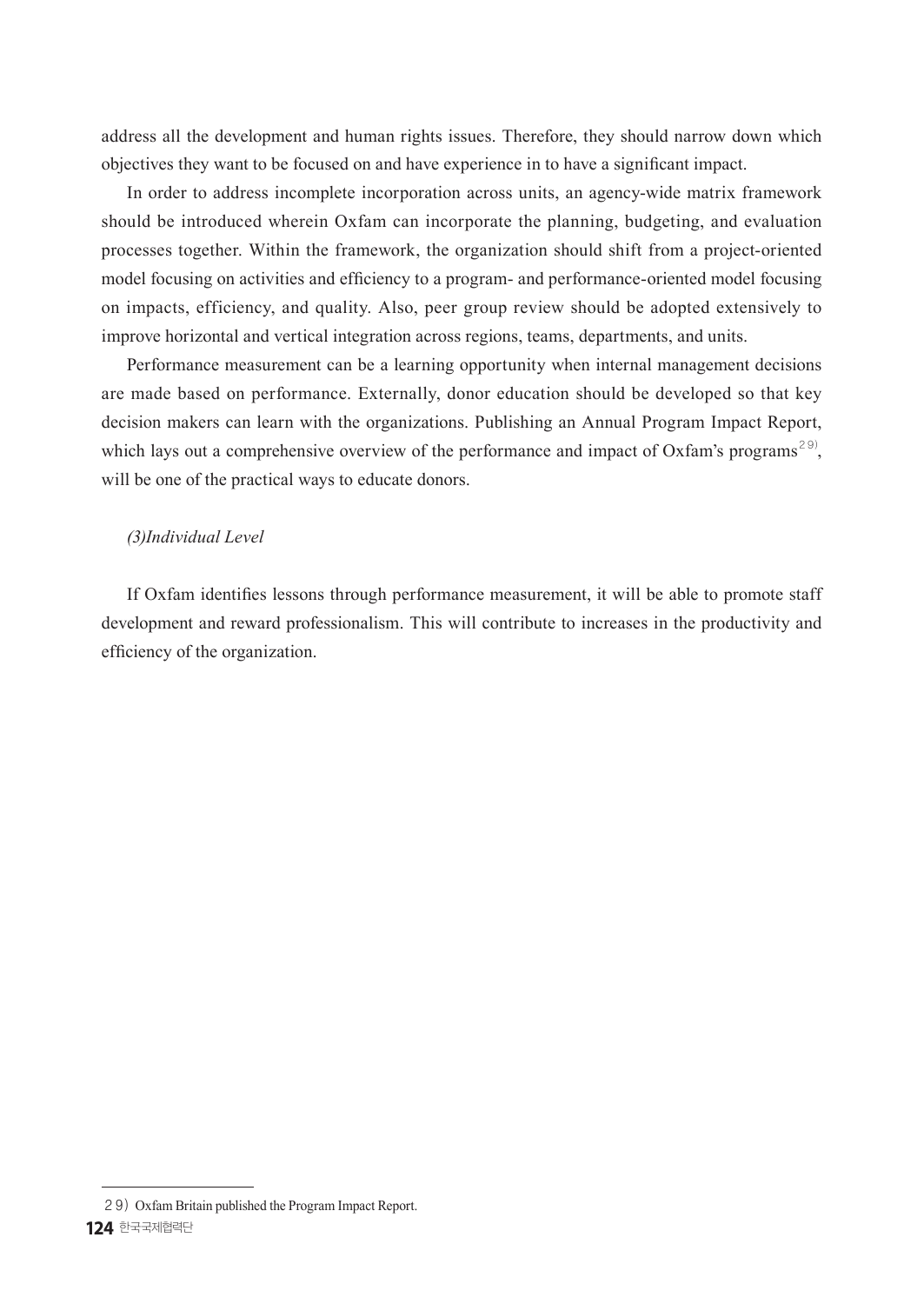address all the development and human rights issues. Therefore, they should narrow down which objectives they want to be focused on and have experience in to have a significant impact.

In order to address incomplete incorporation across units, an agency-wide matrix framework should be introduced wherein Oxfam can incorporate the planning, budgeting, and evaluation processes together. Within the framework, the organization should shift from a project-oriented model focusing on activities and efficiency to a program- and performance-oriented model focusing on impacts, efficiency, and quality. Also, peer group review should be adopted extensively to improve horizontal and vertical integration across regions, teams, departments, and units.

Performance measurement can be a learning opportunity when internal management decisions are made based on performance. Externally, donor education should be developed so that key decision makers can learn with the organizations. Publishing an Annual Program Impact Report, which lays out a comprehensive overview of the performance and impact of Oxfam's programs[29], will be one of the practical ways to educate donors.

*(3)Individual Level*

If Oxfam identifies lessons through performance measurement, it will be able to promote staff development and reward professionalism. This will contribute to increases in the productivity and efficiency of the organization.

29) Oxfam Britain published the Program Impact Report.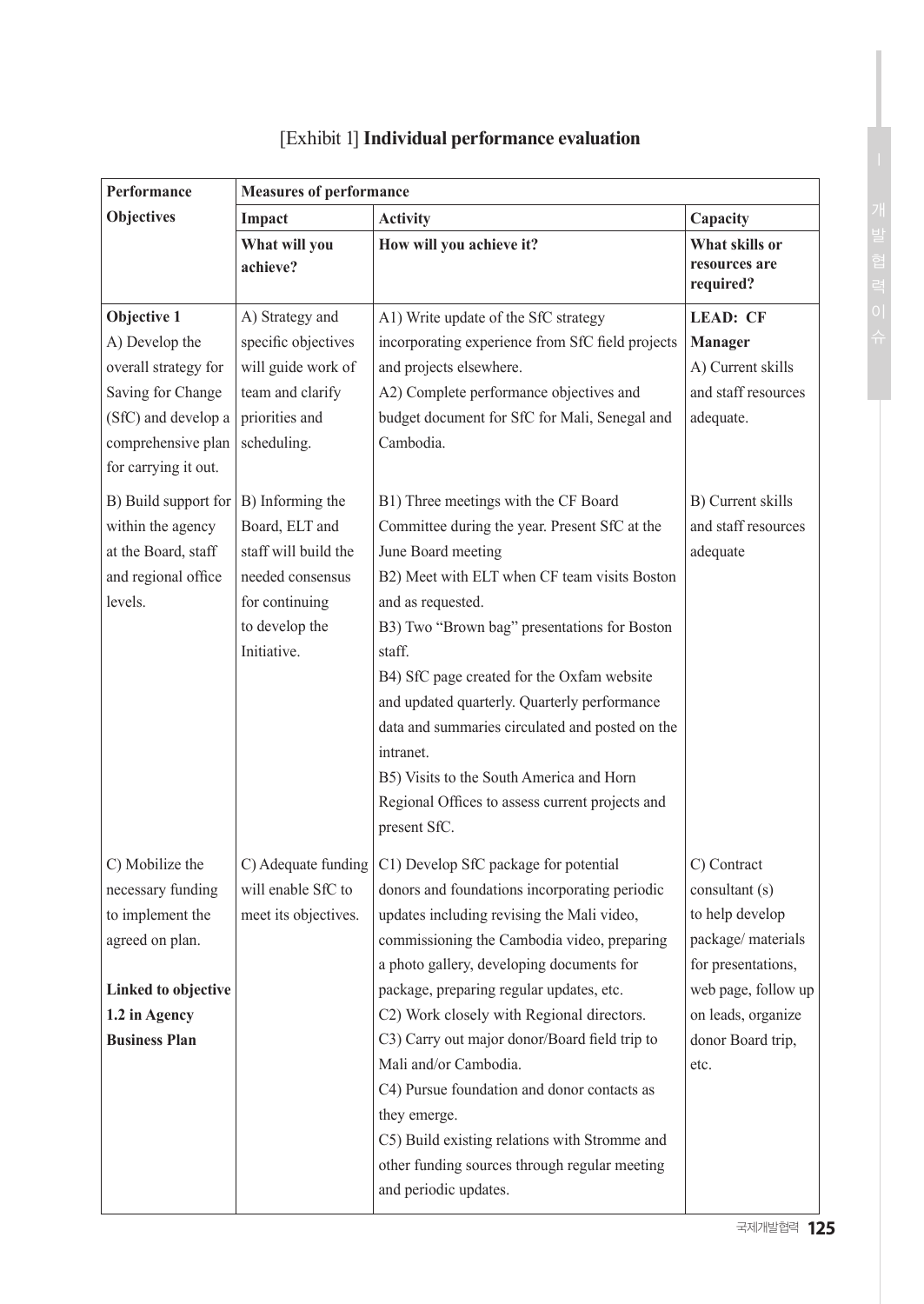[Exhibit 1] **Individual performance evaluation**

| **Performance Objectives** | **Measures of performance** | | |
|---|---|---|---|
| | **Impact** | **Activity** | **Capacity** |
| | **What will you achieve?** | **How will you achieve it?** | **What skills or resources are required?** |
| **Objective 1**<br>A) Develop the overall strategy for Saving for Change (SfC) and develop a comprehensive plan for carrying it out. | A) Strategy and specific objectives will guide work of team and clarify priorities and scheduling. | A1) Write update of the SfC strategy incorporating experience from SfC field projects and projects elsewhere.<br>A2) Complete performance objectives and budget document for SfC for Mali, Senegal and Cambodia. | **LEAD: CF Manager**<br>A) Current skills and staff resources adequate. |
| B) Build support for within the agency at the Board, staff and regional office levels. | B) Informing the Board, ELT and staff will build the needed consensus for continuing to develop the Initiative. | B1) Three meetings with the CF Board Committee during the year. Present SfC at the June Board meeting<br>B2) Meet with ELT when CF team visits Boston and as requested.<br>B3) Two "Brown bag" presentations for Boston staff.<br>B4) SfC page created for the Oxfam website and updated quarterly. Quarterly performance data and summaries circulated and posted on the intranet.<br>B5) Visits to the South America and Horn Regional Offices to assess current projects and present SfC. | B) Current skills and staff resources adequate |
| C) Mobilize the necessary funding to implement the agreed on plan.<br><br>**Linked to objective 1.2 in Agency Business Plan** | C) Adequate funding will enable SfC to meet its objectives. | C1) Develop SfC package for potential donors and foundations incorporating periodic updates including revising the Mali video, commissioning the Cambodia video, preparing a photo gallery, developing documents for package, preparing regular updates, etc.<br>C2) Work closely with Regional directors.<br>C3) Carry out major donor/Board field trip to Mali and/or Cambodia.<br>C4) Pursue foundation and donor contacts as they emerge.<br>C5) Build existing relations with Stromme and other funding sources through regular meeting and periodic updates. | C) Contract consultant (s) to help develop package/ materials for presentations, web page, follow up on leads, organize donor Board trip, etc. |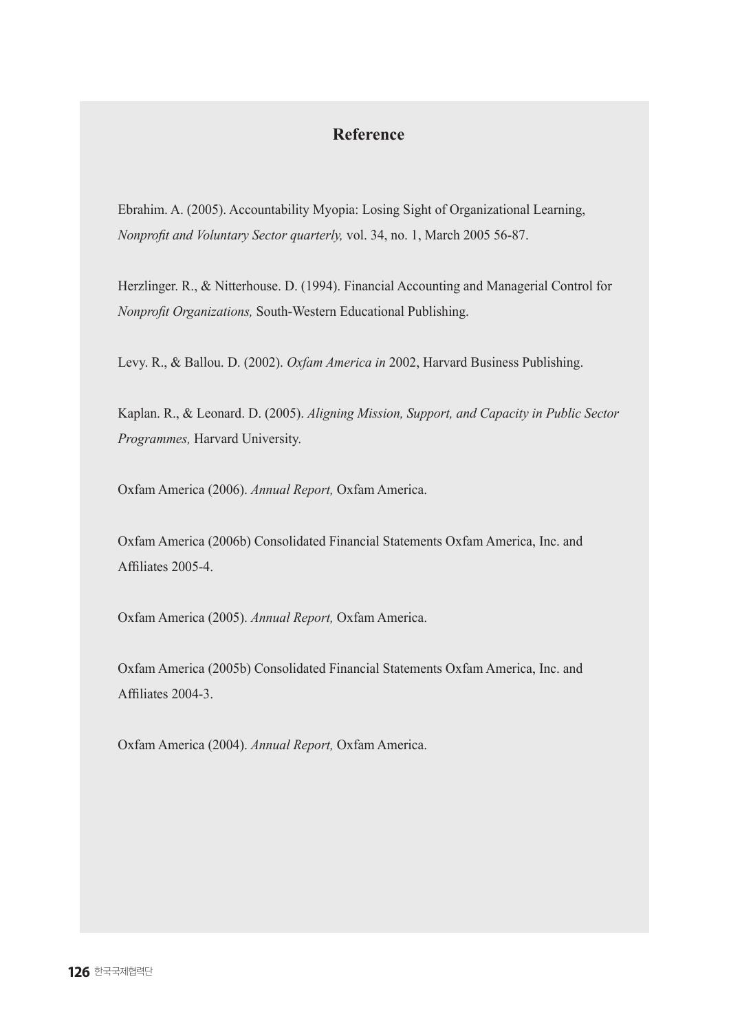## Reference

Ebrahim. A. (2005). Accountability Myopia: Losing Sight of Organizational Learning, *Nonprofit and Voluntary Sector quarterly,* vol. 34, no. 1, March 2005 56-87.

Herzlinger. R., & Nitterhouse. D. (1994). Financial Accounting and Managerial Control for *Nonprofit Organizations,* South-Western Educational Publishing.

Levy. R., & Ballou. D. (2002). *Oxfam America in* 2002, Harvard Business Publishing.

Kaplan. R., & Leonard. D. (2005). *Aligning Mission, Support, and Capacity in Public Sector Programmes,* Harvard University.

Oxfam America (2006). *Annual Report,* Oxfam America.

Oxfam America (2006b) Consolidated Financial Statements Oxfam America, Inc. and Affiliates 2005-4.

Oxfam America (2005). *Annual Report,* Oxfam America.

Oxfam America (2005b) Consolidated Financial Statements Oxfam America, Inc. and Affiliates 2004-3.

Oxfam America (2004). *Annual Report,* Oxfam America.